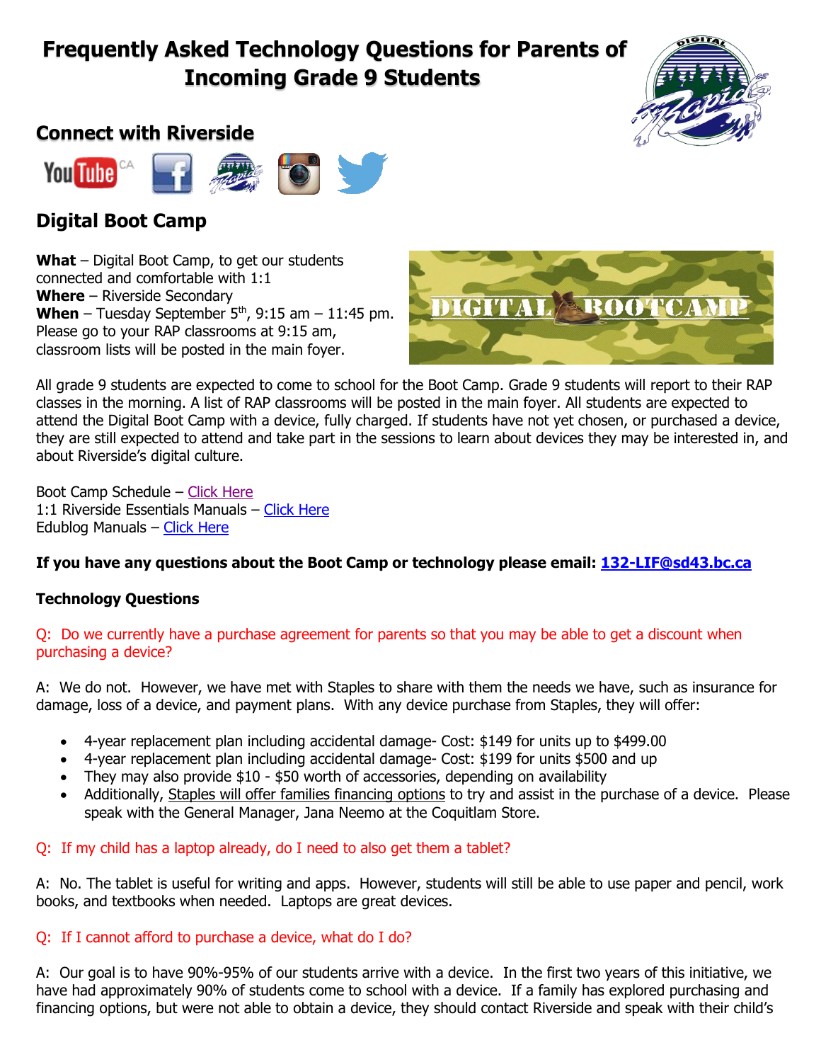# Frequently Asked Technology Questions for Parents of Incoming Grade 9 Students

## Connect with Riverside

## Digital Boot Camp

**What** – Digital Boot Camp, to get our students connected and comfortable with 1:1
**Where** – Riverside Secondary
**When** – Tuesday September 5th, 9:15 am – 11:45 pm. Please go to your RAP classrooms at 9:15 am, classroom lists will be posted in the main foyer.

All grade 9 students are expected to come to school for the Boot Camp. Grade 9 students will report to their RAP classes in the morning. A list of RAP classrooms will be posted in the main foyer. All students are expected to attend the Digital Boot Camp with a device, fully charged. If students have not yet chosen, or purchased a device, they are still expected to attend and take part in the sessions to learn about devices they may be interested in, and about Riverside's digital culture.

Boot Camp Schedule – Click Here
1:1 Riverside Essentials Manuals – Click Here
Edublog Manuals – Click Here

**If you have any questions about the Boot Camp or technology please email: 132-LIF@sd43.bc.ca**

**Technology Questions**

Q: Do we currently have a purchase agreement for parents so that you may be able to get a discount when purchasing a device?

A: We do not. However, we have met with Staples to share with them the needs we have, such as insurance for damage, loss of a device, and payment plans. With any device purchase from Staples, they will offer:

- 4-year replacement plan including accidental damage- Cost: $149 for units up to $499.00
- 4-year replacement plan including accidental damage- Cost: $199 for units $500 and up
- They may also provide $10 - $50 worth of accessories, depending on availability
- Additionally, Staples will offer families financing options to try and assist in the purchase of a device. Please speak with the General Manager, Jana Neemo at the Coquitlam Store.

Q: If my child has a laptop already, do I need to also get them a tablet?

A: No. The tablet is useful for writing and apps. However, students will still be able to use paper and pencil, work books, and textbooks when needed. Laptops are great devices.

Q: If I cannot afford to purchase a device, what do I do?

A: Our goal is to have 90%-95% of our students arrive with a device. In the first two years of this initiative, we have had approximately 90% of students come to school with a device. If a family has explored purchasing and financing options, but were not able to obtain a device, they should contact Riverside and speak with their child's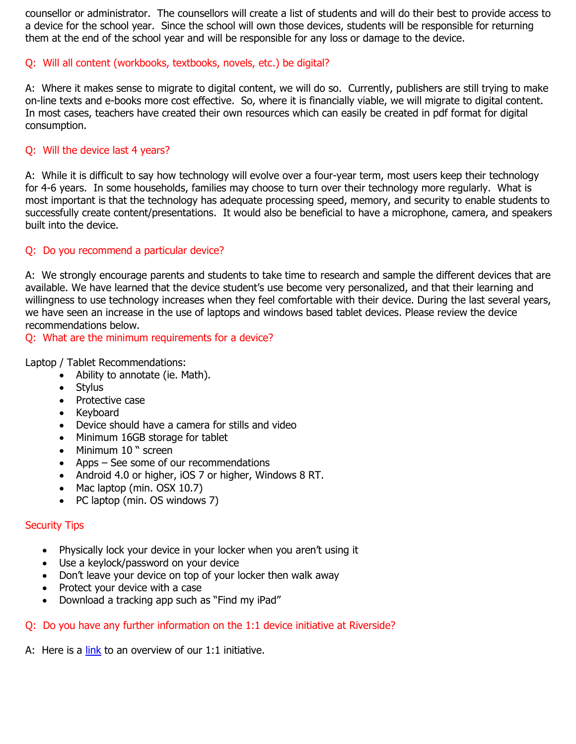counsellor or administrator. The counsellors will create a list of students and will do their best to provide access to a device for the school year. Since the school will own those devices, students will be responsible for returning them at the end of the school year and will be responsible for any loss or damage to the device.

Q: Will all content (workbooks, textbooks, novels, etc.) be digital?

A: Where it makes sense to migrate to digital content, we will do so. Currently, publishers are still trying to make on-line texts and e-books more cost effective. So, where it is financially viable, we will migrate to digital content. In most cases, teachers have created their own resources which can easily be created in pdf format for digital consumption.

Q: Will the device last 4 years?

A: While it is difficult to say how technology will evolve over a four-year term, most users keep their technology for 4-6 years. In some households, families may choose to turn over their technology more regularly. What is most important is that the technology has adequate processing speed, memory, and security to enable students to successfully create content/presentations. It would also be beneficial to have a microphone, camera, and speakers built into the device.

Q: Do you recommend a particular device?

A: We strongly encourage parents and students to take time to research and sample the different devices that are available. We have learned that the device student's use become very personalized, and that their learning and willingness to use technology increases when they feel comfortable with their device. During the last several years, we have seen an increase in the use of laptops and windows based tablet devices. Please review the device recommendations below.

Q: What are the minimum requirements for a device?

Laptop / Tablet Recommendations:

- Ability to annotate (ie. Math).
- Stylus
- Protective case
- Keyboard
- Device should have a camera for stills and video
- Minimum 16GB storage for tablet
- Minimum 10 " screen
- Apps – See some of our recommendations
- Android 4.0 or higher, iOS 7 or higher, Windows 8 RT.
- Mac laptop (min. OSX 10.7)
- PC laptop (min. OS windows 7)

Security Tips

- Physically lock your device in your locker when you aren't using it
- Use a keylock/password on your device
- Don't leave your device on top of your locker then walk away
- Protect your device with a case
- Download a tracking app such as "Find my iPad"

Q: Do you have any further information on the 1:1 device initiative at Riverside?

A: Here is a link to an overview of our 1:1 initiative.